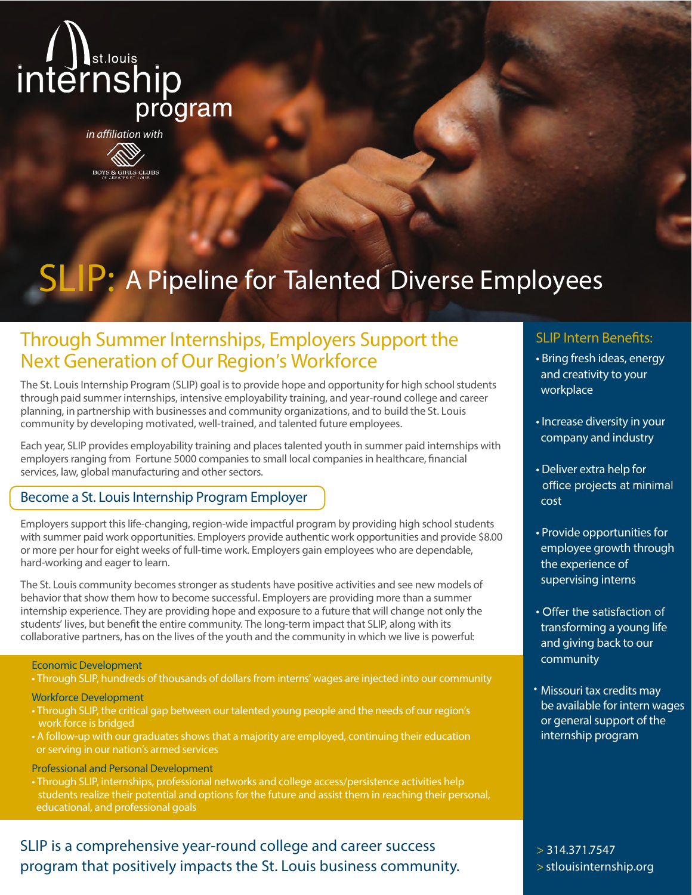st.louis internship program

*in affiliation with*

BOYS & GIRLS CLUBS OF GREATER ST. LOUIS

# SLIP: A Pipeline for Talented Diverse Employees

## Through Summer Internships, Employers Support the Next Generation of Our Region's Workforce

The St. Louis Internship Program (SLIP) goal is to provide hope and opportunity for high school students through paid summer internships, intensive employability training, and year-round college and career planning, in partnership with businesses and community organizations, and to build the St. Louis community by developing motivated, well-trained, and talented future employees.

Each year, SLIP provides employability training and places talented youth in summer paid internships with employers ranging from Fortune 5000 companies to small local companies in healthcare, financial services, law, global manufacturing and other sectors.

### Become a St. Louis Internship Program Employer

Employers support this life-changing, region-wide impactful program by providing high school students with summer paid work opportunities. Employers provide authentic work opportunities and provide $8.00 or more per hour for eight weeks of full-time work. Employers gain employees who are dependable, hard-working and eager to learn.

The St. Louis community becomes stronger as students have positive activities and see new models of behavior that show them how to become successful. Employers are providing more than a summer internship experience. They are providing hope and exposure to a future that will change not only the students' lives, but benefit the entire community. The long-term impact that SLIP, along with its collaborative partners, has on the lives of the youth and the community in which we live is powerful:

**Economic Development**

- Through SLIP, hundreds of thousands of dollars from interns' wages are injected into our community

**Workforce Development**

- Through SLIP, the critical gap between our talented young people and the needs of our region's work force is bridged
- A follow-up with our graduates shows that a majority are employed, continuing their education or serving in our nation's armed services

**Professional and Personal Development**

- Through SLIP, internships, professional networks and college access/persistence activities help students realize their potential and options for the future and assist them in reaching their personal, educational, and professional goals

SLIP is a comprehensive year-round college and career success program that positively impacts the St. Louis business community.

### SLIP Intern Benefits:

- Bring fresh ideas, energy and creativity to your workplace
- Increase diversity in your company and industry
- Deliver extra help for office projects at minimal cost
- Provide opportunities for employee growth through the experience of supervising interns
- Offer the satisfaction of transforming a young life and giving back to our community
- Missouri tax credits may be available for intern wages or general support of the internship program

> 314.371.7547
> stlouisinternship.org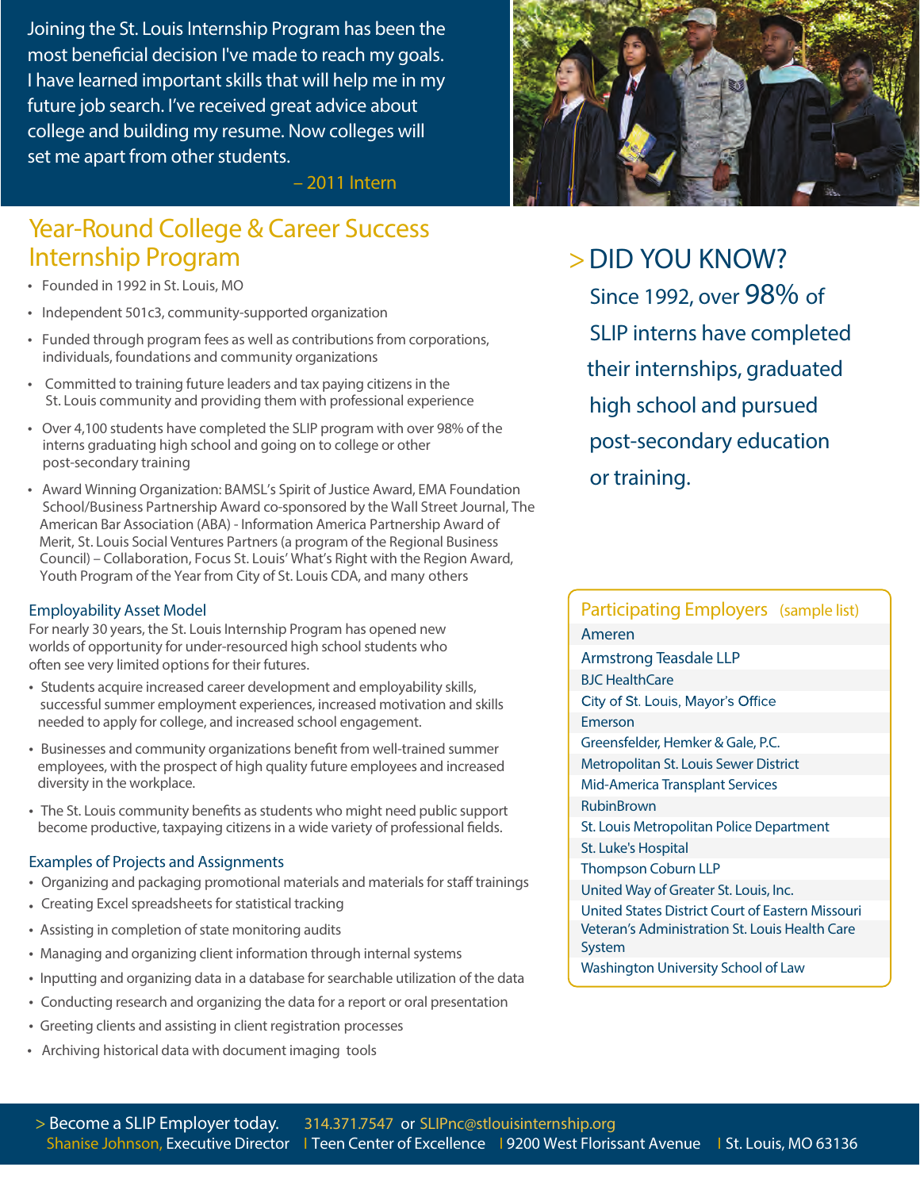Joining the St. Louis Internship Program has been the most beneficial decision I've made to reach my goals. I have learned important skills that will help me in my future job search. I've received great advice about college and building my resume. Now colleges will set me apart from other students.

– 2011 Intern

## Year-Round College & Career Success Internship Program

- Founded in 1992 in St. Louis, MO
- Independent 501c3, community-supported organization
- Funded through program fees as well as contributions from corporations, individuals, foundations and community organizations
- Committed to training future leaders and tax paying citizens in the St. Louis community and providing them with professional experience
- Over 4,100 students have completed the SLIP program with over 98% of the interns graduating high school and going on to college or other post-secondary training
- Award Winning Organization: BAMSL's Spirit of Justice Award, EMA Foundation School/Business Partnership Award co-sponsored by the Wall Street Journal, The American Bar Association (ABA) - Information America Partnership Award of Merit, St. Louis Social Ventures Partners (a program of the Regional Business Council) – Collaboration, Focus St. Louis' What's Right with the Region Award, Youth Program of the Year from City of St. Louis CDA, and many others

### Employability Asset Model

For nearly 30 years, the St. Louis Internship Program has opened new worlds of opportunity for under-resourced high school students who often see very limited options for their futures.

- Students acquire increased career development and employability skills, successful summer employment experiences, increased motivation and skills needed to apply for college, and increased school engagement.
- Businesses and community organizations benefit from well-trained summer employees, with the prospect of high quality future employees and increased diversity in the workplace.
- The St. Louis community benefits as students who might need public support become productive, taxpaying citizens in a wide variety of professional fields.

### Examples of Projects and Assignments

- Organizing and packaging promotional materials and materials for staff trainings
- Creating Excel spreadsheets for statistical tracking
- Assisting in completion of state monitoring audits
- Managing and organizing client information through internal systems
- Inputting and organizing data in a database for searchable utilization of the data
- Conducting research and organizing the data for a report or oral presentation
- Greeting clients and assisting in client registration processes
- Archiving historical data with document imaging tools

## > DID YOU KNOW?

Since 1992, over 98% of SLIP interns have completed their internships, graduated high school and pursued post-secondary education or training.

### Participating Employers (sample list)

- Ameren
- Armstrong Teasdale LLP
- BJC HealthCare
- City of St. Louis, Mayor's Office
- Emerson
- Greensfelder, Hemker & Gale, P.C.
- Metropolitan St. Louis Sewer District
- Mid-America Transplant Services
- RubinBrown
- St. Louis Metropolitan Police Department
- St. Luke's Hospital
- Thompson Coburn LLP
- United Way of Greater St. Louis, Inc.
- United States District Court of Eastern Missouri
- Veteran's Administration St. Louis Health Care System
- Washington University School of Law

> Become a SLIP Employer today. 314.371.7547 or SLIPnc@stlouisinternship.org

Shanise Johnson, Executive Director | Teen Center of Excellence | 9200 West Florissant Avenue | St. Louis, MO 63136